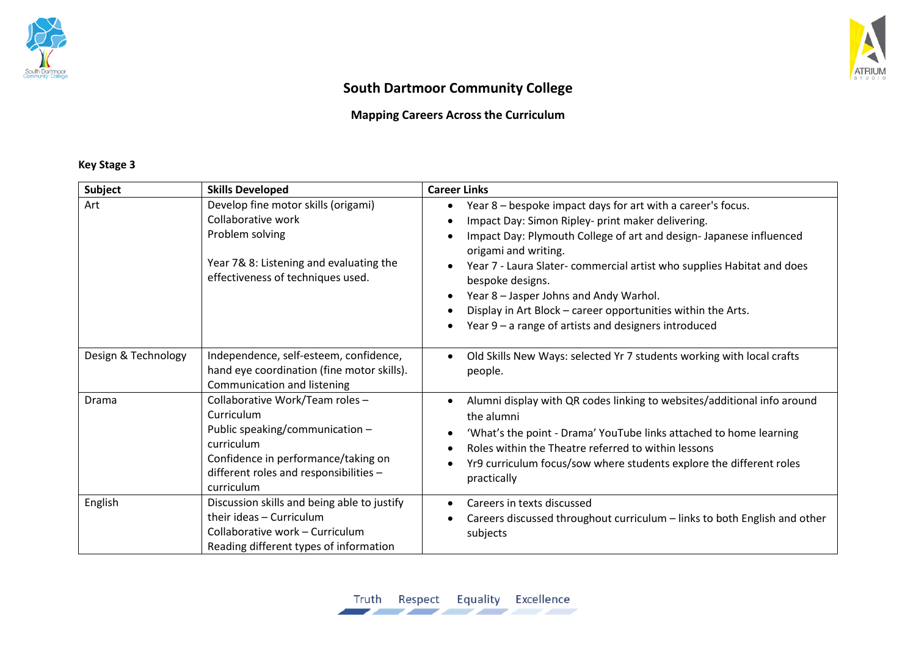# South Dartmoor Community College

## Mapping Careers Across the Curriculum

**Key Stage 3**

| Subject | Skills Developed | Career Links |
|---|---|---|
| Art | Develop fine motor skills (origami)<br>Collaborative work<br>Problem solving<br><br>Year 7& 8: Listening and evaluating the effectiveness of techniques used. | • Year 8 – bespoke impact days for art with a career's focus.<br>• Impact Day: Simon Ripley- print maker delivering.<br>• Impact Day: Plymouth College of art and design- Japanese influenced origami and writing.<br>• Year 7 - Laura Slater- commercial artist who supplies Habitat and does bespoke designs.<br>• Year 8 – Jasper Johns and Andy Warhol.<br>• Display in Art Block – career opportunities within the Arts.<br>• Year 9 – a range of artists and designers introduced |
| Design & Technology | Independence, self-esteem, confidence, hand eye coordination (fine motor skills). Communication and listening | • Old Skills New Ways: selected Yr 7 students working with local crafts people. |
| Drama | Collaborative Work/Team roles – Curriculum<br>Public speaking/communication – curriculum<br>Confidence in performance/taking on different roles and responsibilities – curriculum | • Alumni display with QR codes linking to websites/additional info around the alumni<br>• 'What's the point - Drama' YouTube links attached to home learning<br>• Roles within the Theatre referred to within lessons<br>• Yr9 curriculum focus/sow where students explore the different roles practically |
| English | Discussion skills and being able to justify their ideas – Curriculum<br>Collaborative work – Curriculum<br>Reading different types of information | • Careers in texts discussed<br>• Careers discussed throughout curriculum – links to both English and other subjects |

Truth Respect Equality Excellence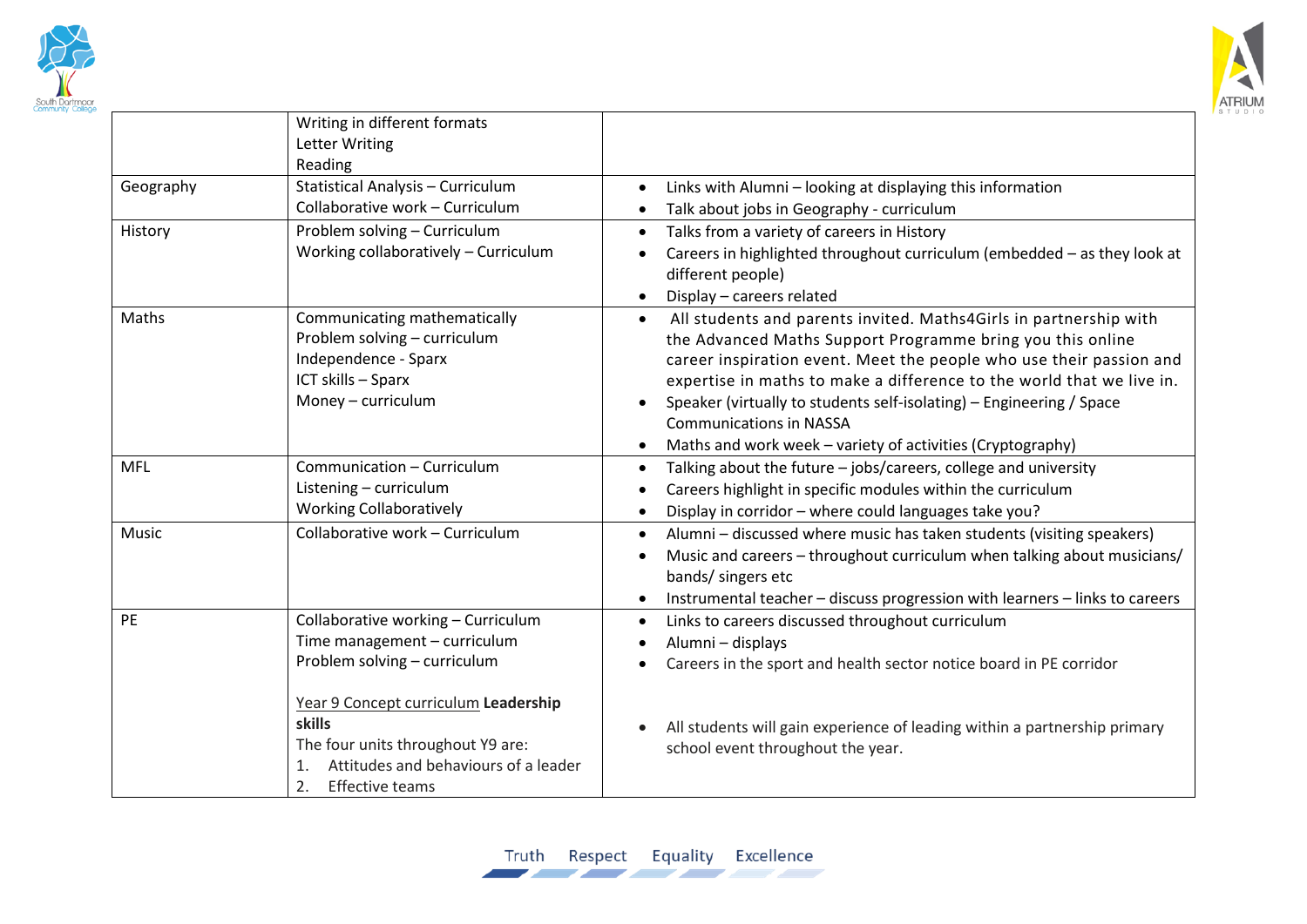| | | |
|---|---|---|
| | Writing in different formats<br>Letter Writing<br>Reading | |
| Geography | Statistical Analysis – Curriculum<br>Collaborative work – Curriculum | • Links with Alumni – looking at displaying this information<br>• Talk about jobs in Geography - curriculum |
| History | Problem solving – Curriculum<br>Working collaboratively – Curriculum | • Talks from a variety of careers in History<br>• Careers in highlighted throughout curriculum (embedded – as they look at different people)<br>• Display – careers related |
| Maths | Communicating mathematically<br>Problem solving – curriculum<br>Independence - Sparx<br>ICT skills – Sparx<br>Money – curriculum | • All students and parents invited. Maths4Girls in partnership with the Advanced Maths Support Programme bring you this online career inspiration event. Meet the people who use their passion and expertise in maths to make a difference to the world that we live in.<br>• Speaker (virtually to students self-isolating) – Engineering / Space Communications in NASSA<br>• Maths and work week – variety of activities (Cryptography) |
| MFL | Communication – Curriculum<br>Listening – curriculum<br>Working Collaboratively | • Talking about the future – jobs/careers, college and university<br>• Careers highlight in specific modules within the curriculum<br>• Display in corridor – where could languages take you? |
| Music | Collaborative work – Curriculum | • Alumni – discussed where music has taken students (visiting speakers)<br>• Music and careers – throughout curriculum when talking about musicians/ bands/ singers etc<br>• Instrumental teacher – discuss progression with learners – links to careers |
| PE | Collaborative working – Curriculum<br>Time management – curriculum<br>Problem solving – curriculum<br><br>Year 9 Concept curriculum **Leadership skills**<br>The four units throughout Y9 are:<br>1. Attitudes and behaviours of a leader<br>2. Effective teams | • Links to careers discussed throughout curriculum<br>• Alumni – displays<br>• Careers in the sport and health sector notice board in PE corridor<br><br>• All students will gain experience of leading within a partnership primary school event throughout the year. |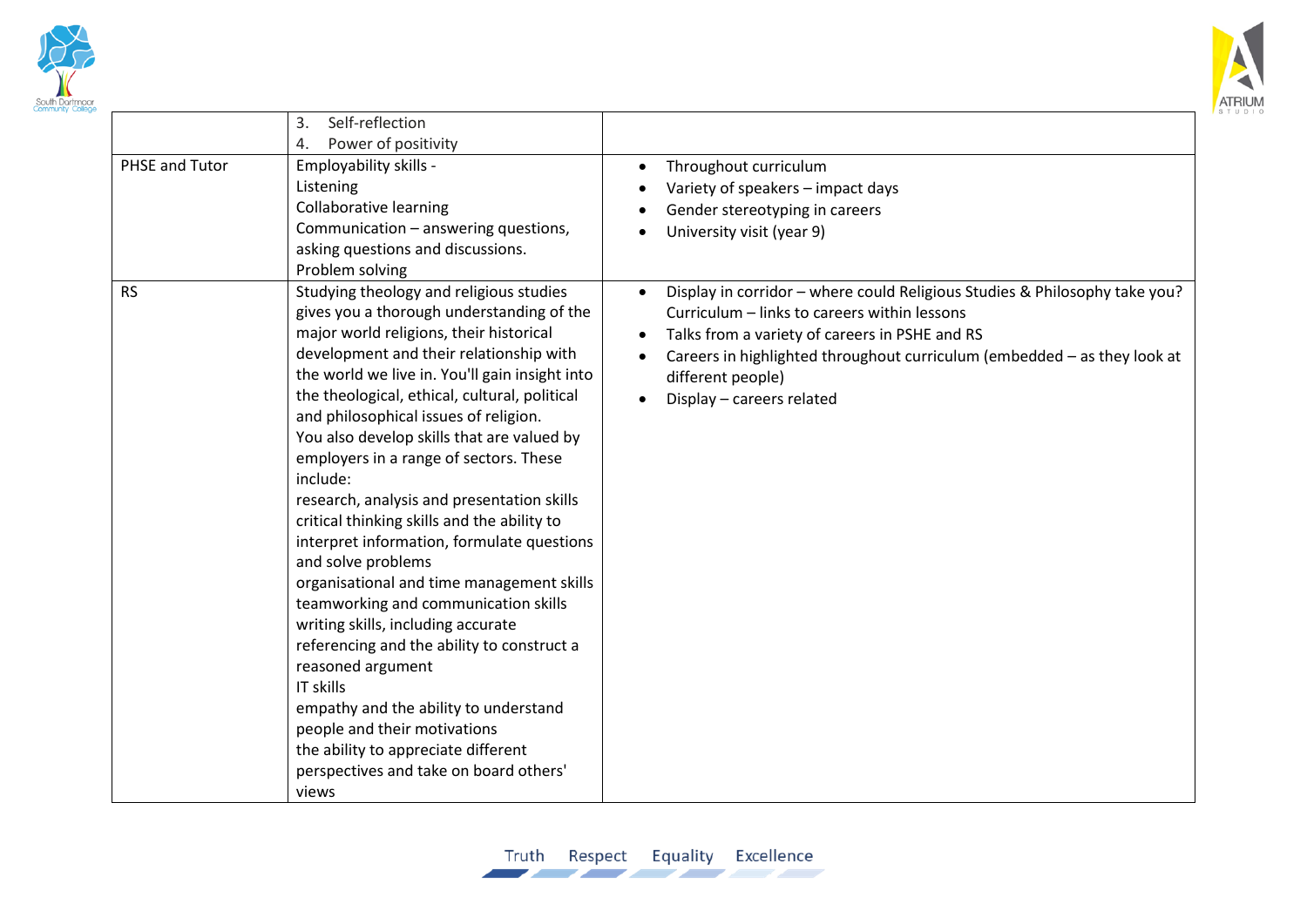| | | |
|---|---|---|
| | 3. Self-reflection<br>4. Power of positivity | |
| PHSE and Tutor | Employability skills -<br>Listening<br>Collaborative learning<br>Communication – answering questions, asking questions and discussions.<br>Problem solving | • Throughout curriculum<br>• Variety of speakers – impact days<br>• Gender stereotyping in careers<br>• University visit (year 9) |
| RS | Studying theology and religious studies gives you a thorough understanding of the major world religions, their historical development and their relationship with the world we live in. You'll gain insight into the theological, ethical, cultural, political and philosophical issues of religion.<br>You also develop skills that are valued by employers in a range of sectors. These include:<br>research, analysis and presentation skills<br>critical thinking skills and the ability to interpret information, formulate questions and solve problems<br>organisational and time management skills<br>teamworking and communication skills<br>writing skills, including accurate referencing and the ability to construct a reasoned argument<br>IT skills<br>empathy and the ability to understand people and their motivations<br>the ability to appreciate different perspectives and take on board others' views | • Display in corridor – where could Religious Studies & Philosophy take you? Curriculum – links to careers within lessons<br>• Talks from a variety of careers in PSHE and RS<br>• Careers in highlighted throughout curriculum (embedded – as they look at different people)<br>• Display – careers related |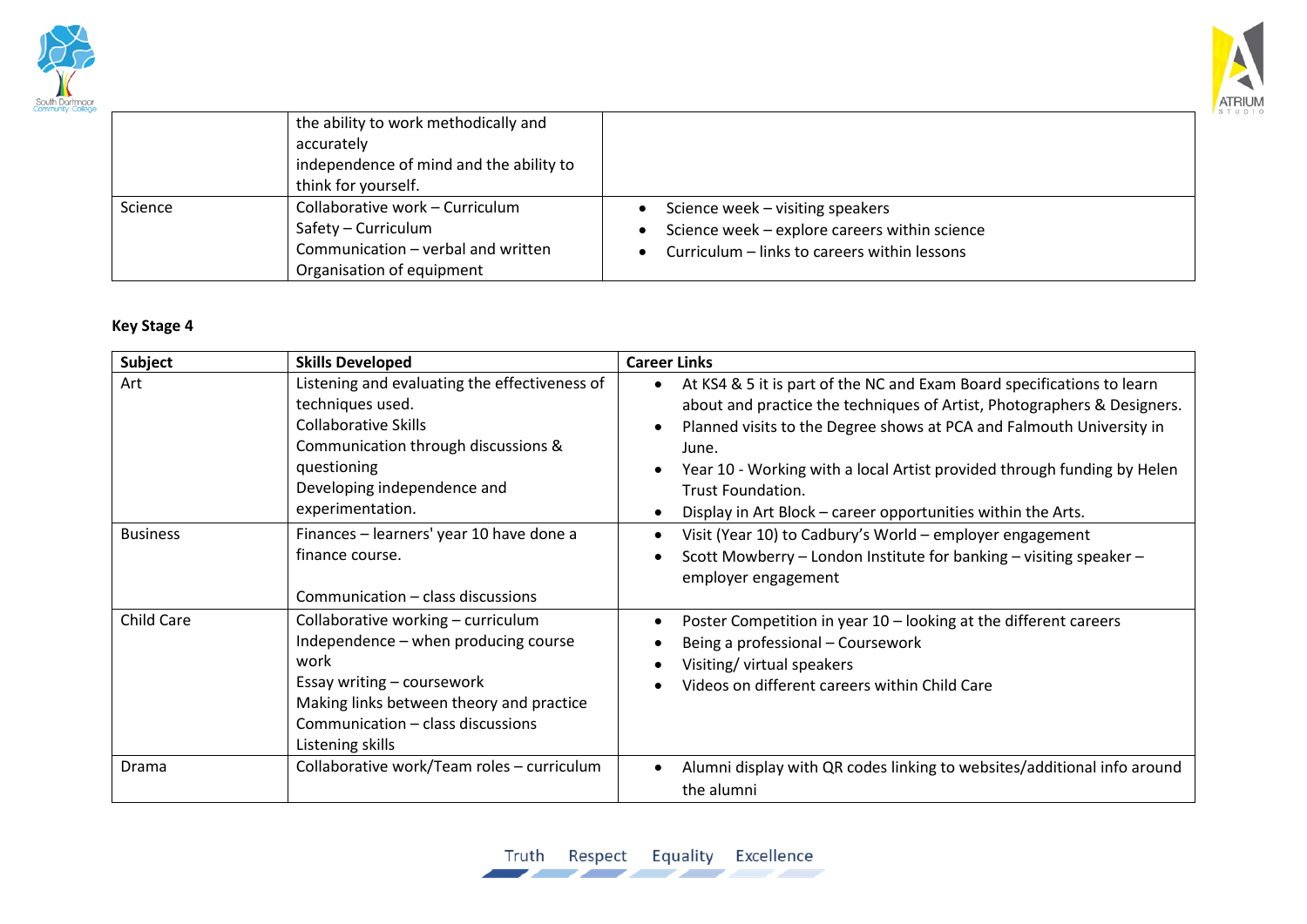| | | |
|---|---|---|
| | the ability to work methodically and accurately<br>independence of mind and the ability to think for yourself. | |
| Science | Collaborative work – Curriculum<br>Safety – Curriculum<br>Communication – verbal and written<br>Organisation of equipment | • Science week – visiting speakers<br>• Science week – explore careers within science<br>• Curriculum – links to careers within lessons |

**Key Stage 4**

| Subject | Skills Developed | Career Links |
|---|---|---|
| Art | Listening and evaluating the effectiveness of techniques used.<br>Collaborative Skills<br>Communication through discussions & questioning<br>Developing independence and experimentation. | • At KS4 & 5 it is part of the NC and Exam Board specifications to learn about and practice the techniques of Artist, Photographers & Designers.<br>• Planned visits to the Degree shows at PCA and Falmouth University in June.<br>• Year 10 - Working with a local Artist provided through funding by Helen Trust Foundation.<br>• Display in Art Block – career opportunities within the Arts. |
| Business | Finances – learners' year 10 have done a finance course.<br><br>Communication – class discussions | • Visit (Year 10) to Cadbury's World – employer engagement<br>• Scott Mowberry – London Institute for banking – visiting speaker – employer engagement |
| Child Care | Collaborative working – curriculum<br>Independence – when producing course work<br>Essay writing – coursework<br>Making links between theory and practice<br>Communication – class discussions<br>Listening skills | • Poster Competition in year 10 – looking at the different careers<br>• Being a professional – Coursework<br>• Visiting/ virtual speakers<br>• Videos on different careers within Child Care |
| Drama | Collaborative work/Team roles – curriculum | • Alumni display with QR codes linking to websites/additional info around the alumni |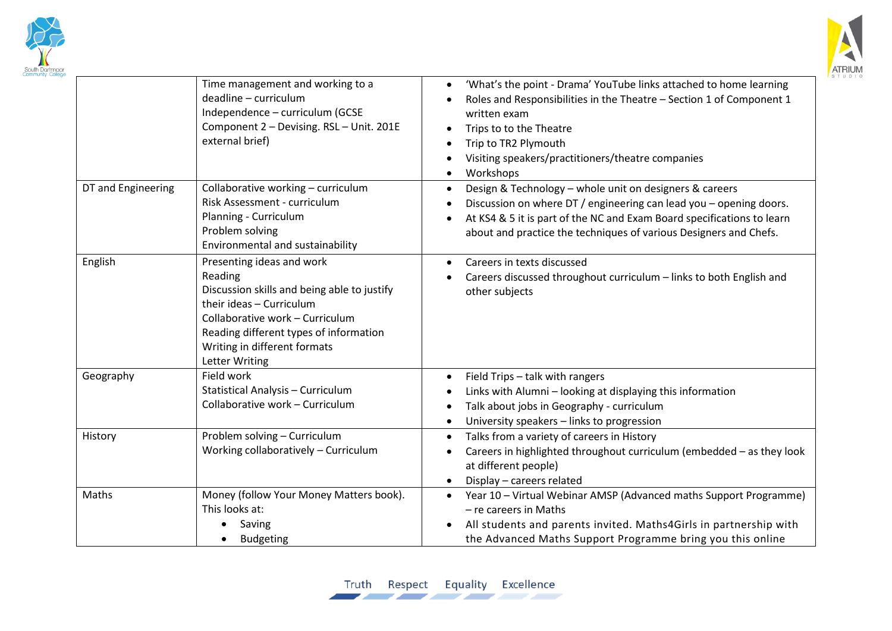| | | |
|---|---|---|
| | Time management and working to a deadline – curriculum<br>Independence – curriculum (GCSE Component 2 – Devising. RSL – Unit. 201E external brief) | • 'What's the point - Drama' YouTube links attached to home learning<br>• Roles and Responsibilities in the Theatre – Section 1 of Component 1 written exam<br>• Trips to to the Theatre<br>• Trip to TR2 Plymouth<br>• Visiting speakers/practitioners/theatre companies<br>• Workshops |
| DT and Engineering | Collaborative working – curriculum<br>Risk Assessment - curriculum<br>Planning - Curriculum<br>Problem solving<br>Environmental and sustainability | • Design & Technology – whole unit on designers & careers<br>• Discussion on where DT / engineering can lead you – opening doors.<br>• At KS4 & 5 it is part of the NC and Exam Board specifications to learn about and practice the techniques of various Designers and Chefs. |
| English | Presenting ideas and work<br>Reading<br>Discussion skills and being able to justify their ideas – Curriculum<br>Collaborative work – Curriculum<br>Reading different types of information<br>Writing in different formats<br>Letter Writing | • Careers in texts discussed<br>• Careers discussed throughout curriculum – links to both English and other subjects |
| Geography | Field work<br>Statistical Analysis – Curriculum<br>Collaborative work – Curriculum | • Field Trips – talk with rangers<br>• Links with Alumni – looking at displaying this information<br>• Talk about jobs in Geography - curriculum<br>• University speakers – links to progression |
| History | Problem solving – Curriculum<br>Working collaboratively – Curriculum | • Talks from a variety of careers in History<br>• Careers in highlighted throughout curriculum (embedded – as they look at different people)<br>• Display – careers related |
| Maths | Money (follow Your Money Matters book). This looks at:<br>• Saving<br>• Budgeting | • Year 10 – Virtual Webinar AMSP (Advanced maths Support Programme) – re careers in Maths<br>• All students and parents invited. Maths4Girls in partnership with the Advanced Maths Support Programme bring you this online |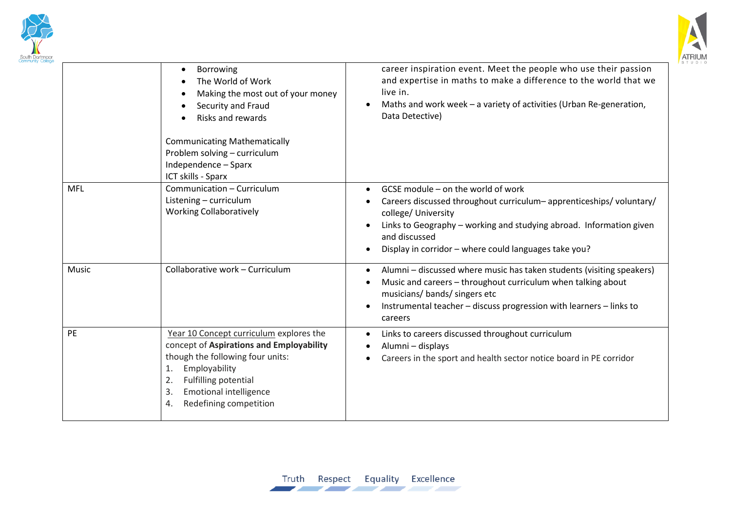| | | |
|---|---|---|
| | • Borrowing<br>• The World of Work<br>• Making the most out of your money<br>• Security and Fraud<br>• Risks and rewards<br><br>Communicating Mathematically<br>Problem solving – curriculum<br>Independence – Sparx<br>ICT skills - Sparx | career inspiration event. Meet the people who use their passion and expertise in maths to make a difference to the world that we live in.<br>• Maths and work week – a variety of activities (Urban Re-generation, Data Detective) |
| MFL | Communication – Curriculum<br>Listening – curriculum<br>Working Collaboratively | • GCSE module – on the world of work<br>• Careers discussed throughout curriculum– apprenticeships/ voluntary/ college/ University<br>• Links to Geography – working and studying abroad. Information given and discussed<br>• Display in corridor – where could languages take you? |
| Music | Collaborative work – Curriculum | • Alumni – discussed where music has taken students (visiting speakers)<br>• Music and careers – throughout curriculum when talking about musicians/ bands/ singers etc<br>• Instrumental teacher – discuss progression with learners – links to careers |
| PE | Year 10 Concept curriculum explores the concept of **Aspirations and Employability** though the following four units:<br>1. Employability<br>2. Fulfilling potential<br>3. Emotional intelligence<br>4. Redefining competition | • Links to careers discussed throughout curriculum<br>• Alumni – displays<br>• Careers in the sport and health sector notice board in PE corridor |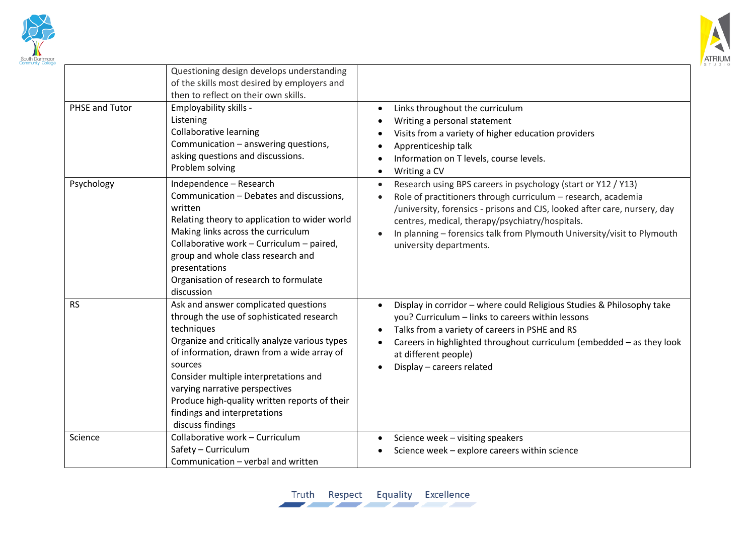| | | |
|---|---|---|
| | Questioning design develops understanding of the skills most desired by employers and then to reflect on their own skills. | |
| PHSE and Tutor | Employability skills -<br>Listening<br>Collaborative learning<br>Communication – answering questions, asking questions and discussions.<br>Problem solving | • Links throughout the curriculum<br>• Writing a personal statement<br>• Visits from a variety of higher education providers<br>• Apprenticeship talk<br>• Information on T levels, course levels.<br>• Writing a CV |
| Psychology | Independence – Research<br>Communication – Debates and discussions, written<br>Relating theory to application to wider world<br>Making links across the curriculum<br>Collaborative work – Curriculum – paired, group and whole class research and presentations<br>Organisation of research to formulate discussion | • Research using BPS careers in psychology (start or Y12 / Y13)<br>• Role of practitioners through curriculum – research, academia /university, forensics - prisons and CJS, looked after care, nursery, day centres, medical, therapy/psychiatry/hospitals.<br>• In planning – forensics talk from Plymouth University/visit to Plymouth university departments. |
| RS | Ask and answer complicated questions through the use of sophisticated research techniques<br>Organize and critically analyze various types of information, drawn from a wide array of sources<br>Consider multiple interpretations and varying narrative perspectives<br>Produce high-quality written reports of their findings and interpretations<br>discuss findings | • Display in corridor – where could Religious Studies & Philosophy take you? Curriculum – links to careers within lessons<br>• Talks from a variety of careers in PSHE and RS<br>• Careers in highlighted throughout curriculum (embedded – as they look at different people)<br>• Display – careers related |
| Science | Collaborative work – Curriculum<br>Safety – Curriculum<br>Communication – verbal and written | • Science week – visiting speakers<br>• Science week – explore careers within science |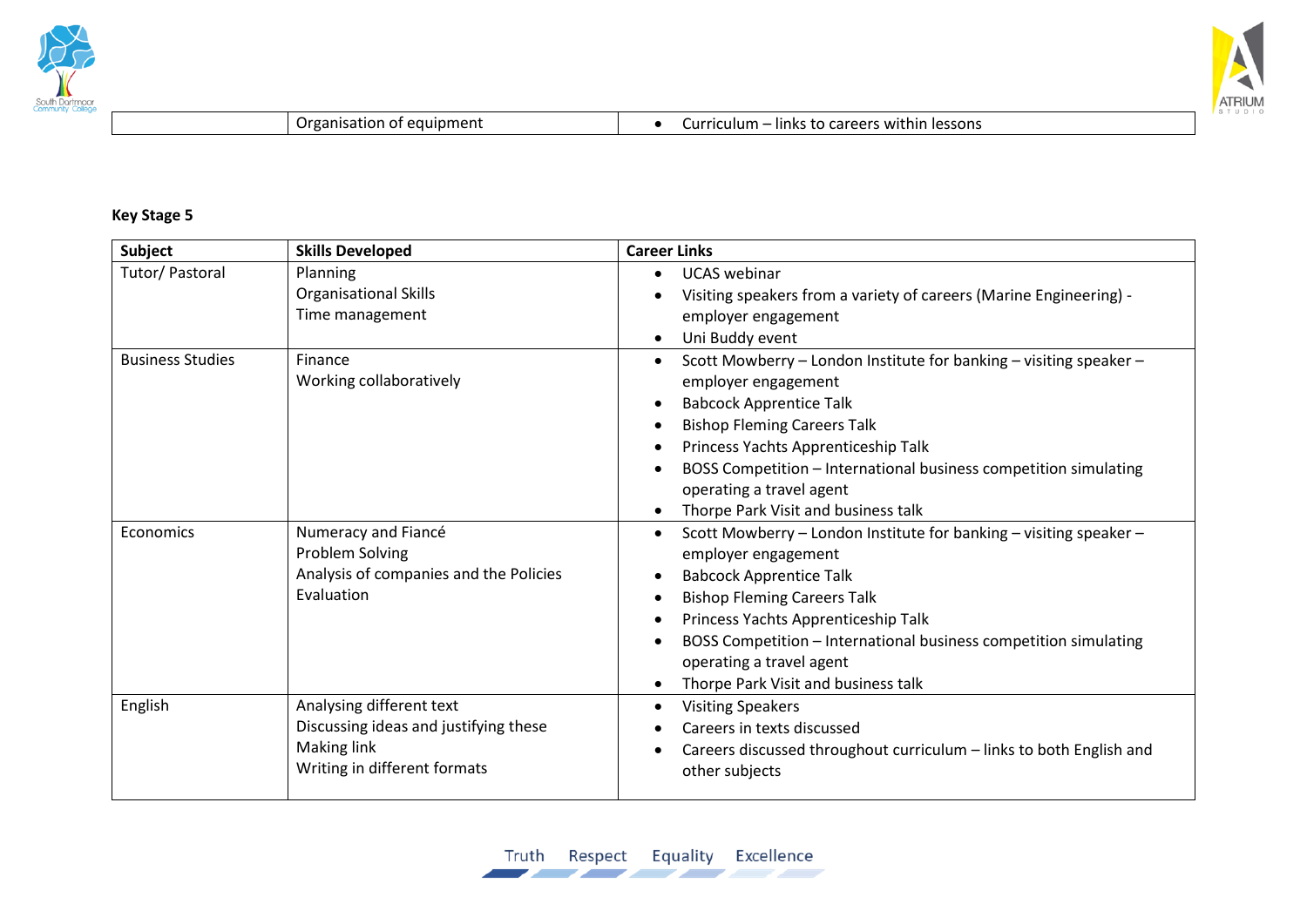| | Organisation of equipment | • Curriculum – links to careers within lessons |
|---|---|---|

**Key Stage 5**

| Subject | Skills Developed | Career Links |
|---|---|---|
| Tutor/ Pastoral | Planning<br>Organisational Skills<br>Time management | • UCAS webinar<br>• Visiting speakers from a variety of careers (Marine Engineering) - employer engagement<br>• Uni Buddy event |
| Business Studies | Finance<br>Working collaboratively | • Scott Mowberry – London Institute for banking – visiting speaker – employer engagement<br>• Babcock Apprentice Talk<br>• Bishop Fleming Careers Talk<br>• Princess Yachts Apprenticeship Talk<br>• BOSS Competition – International business competition simulating operating a travel agent<br>• Thorpe Park Visit and business talk |
| Economics | Numeracy and Fiancé<br>Problem Solving<br>Analysis of companies and the Policies<br>Evaluation | • Scott Mowberry – London Institute for banking – visiting speaker – employer engagement<br>• Babcock Apprentice Talk<br>• Bishop Fleming Careers Talk<br>• Princess Yachts Apprenticeship Talk<br>• BOSS Competition – International business competition simulating operating a travel agent<br>• Thorpe Park Visit and business talk |
| English | Analysing different text<br>Discussing ideas and justifying these<br>Making link<br>Writing in different formats | • Visiting Speakers<br>• Careers in texts discussed<br>• Careers discussed throughout curriculum – links to both English and other subjects |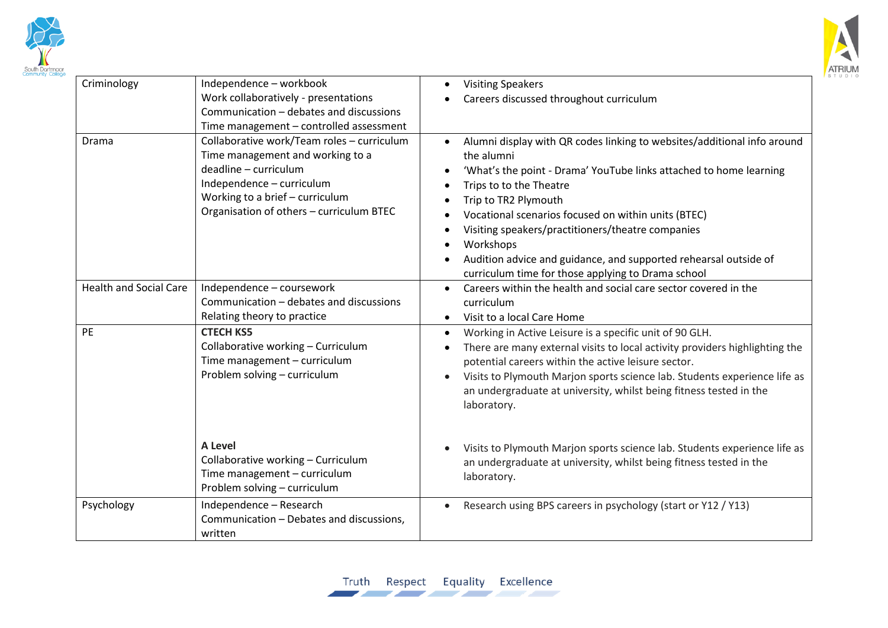| Criminology | Independence – workbook<br>Work collaboratively - presentations<br>Communication – debates and discussions<br>Time management – controlled assessment | • Visiting Speakers<br>• Careers discussed throughout curriculum |
|---|---|---|
| Drama | Collaborative work/Team roles – curriculum<br>Time management and working to a deadline – curriculum<br>Independence – curriculum<br>Working to a brief – curriculum<br>Organisation of others – curriculum BTEC | • Alumni display with QR codes linking to websites/additional info around the alumni<br>• 'What's the point - Drama' YouTube links attached to home learning<br>• Trips to to the Theatre<br>• Trip to TR2 Plymouth<br>• Vocational scenarios focused on within units (BTEC)<br>• Visiting speakers/practitioners/theatre companies<br>• Workshops<br>• Audition advice and guidance, and supported rehearsal outside of curriculum time for those applying to Drama school |
| Health and Social Care | Independence – coursework<br>Communication – debates and discussions<br>Relating theory to practice | • Careers within the health and social care sector covered in the curriculum<br>• Visit to a local Care Home |
| PE | **CTECH KS5**<br>Collaborative working – Curriculum<br>Time management – curriculum<br>Problem solving – curriculum | • Working in Active Leisure is a specific unit of 90 GLH.<br>• There are many external visits to local activity providers highlighting the potential careers within the active leisure sector.<br>• Visits to Plymouth Marjon sports science lab. Students experience life as an undergraduate at university, whilst being fitness tested in the laboratory. |
| | **A Level**<br>Collaborative working – Curriculum<br>Time management – curriculum<br>Problem solving – curriculum | • Visits to Plymouth Marjon sports science lab. Students experience life as an undergraduate at university, whilst being fitness tested in the laboratory. |
| Psychology | Independence – Research<br>Communication – Debates and discussions, written | • Research using BPS careers in psychology (start or Y12 / Y13) |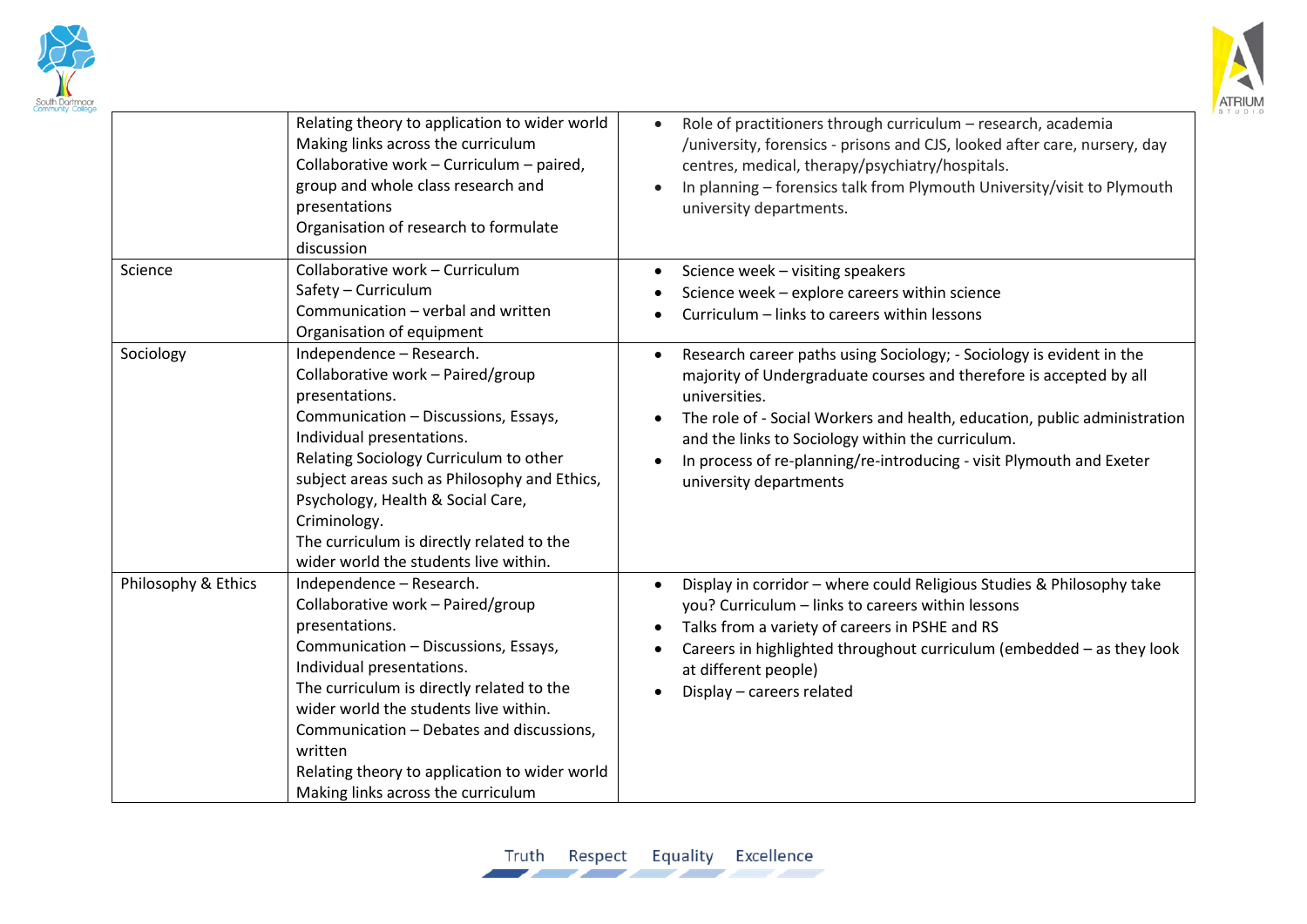| | | |
|---|---|---|
| | Relating theory to application to wider world<br>Making links across the curriculum<br>Collaborative work – Curriculum – paired, group and whole class research and presentations<br>Organisation of research to formulate discussion | • Role of practitioners through curriculum – research, academia /university, forensics - prisons and CJS, looked after care, nursery, day centres, medical, therapy/psychiatry/hospitals.<br>• In planning – forensics talk from Plymouth University/visit to Plymouth university departments. |
| Science | Collaborative work – Curriculum<br>Safety – Curriculum<br>Communication – verbal and written<br>Organisation of equipment | • Science week – visiting speakers<br>• Science week – explore careers within science<br>• Curriculum – links to careers within lessons |
| Sociology | Independence – Research.<br>Collaborative work – Paired/group presentations.<br>Communication – Discussions, Essays, Individual presentations.<br>Relating Sociology Curriculum to other subject areas such as Philosophy and Ethics, Psychology, Health & Social Care, Criminology.<br>The curriculum is directly related to the wider world the students live within. | • Research career paths using Sociology; - Sociology is evident in the majority of Undergraduate courses and therefore is accepted by all universities.<br>• The role of - Social Workers and health, education, public administration and the links to Sociology within the curriculum.<br>• In process of re-planning/re-introducing - visit Plymouth and Exeter university departments |
| Philosophy & Ethics | Independence – Research.<br>Collaborative work – Paired/group presentations.<br>Communication – Discussions, Essays, Individual presentations.<br>The curriculum is directly related to the wider world the students live within.<br>Communication – Debates and discussions, written<br>Relating theory to application to wider world<br>Making links across the curriculum | • Display in corridor – where could Religious Studies & Philosophy take you? Curriculum – links to careers within lessons<br>• Talks from a variety of careers in PSHE and RS<br>• Careers in highlighted throughout curriculum (embedded – as they look at different people)<br>• Display – careers related |